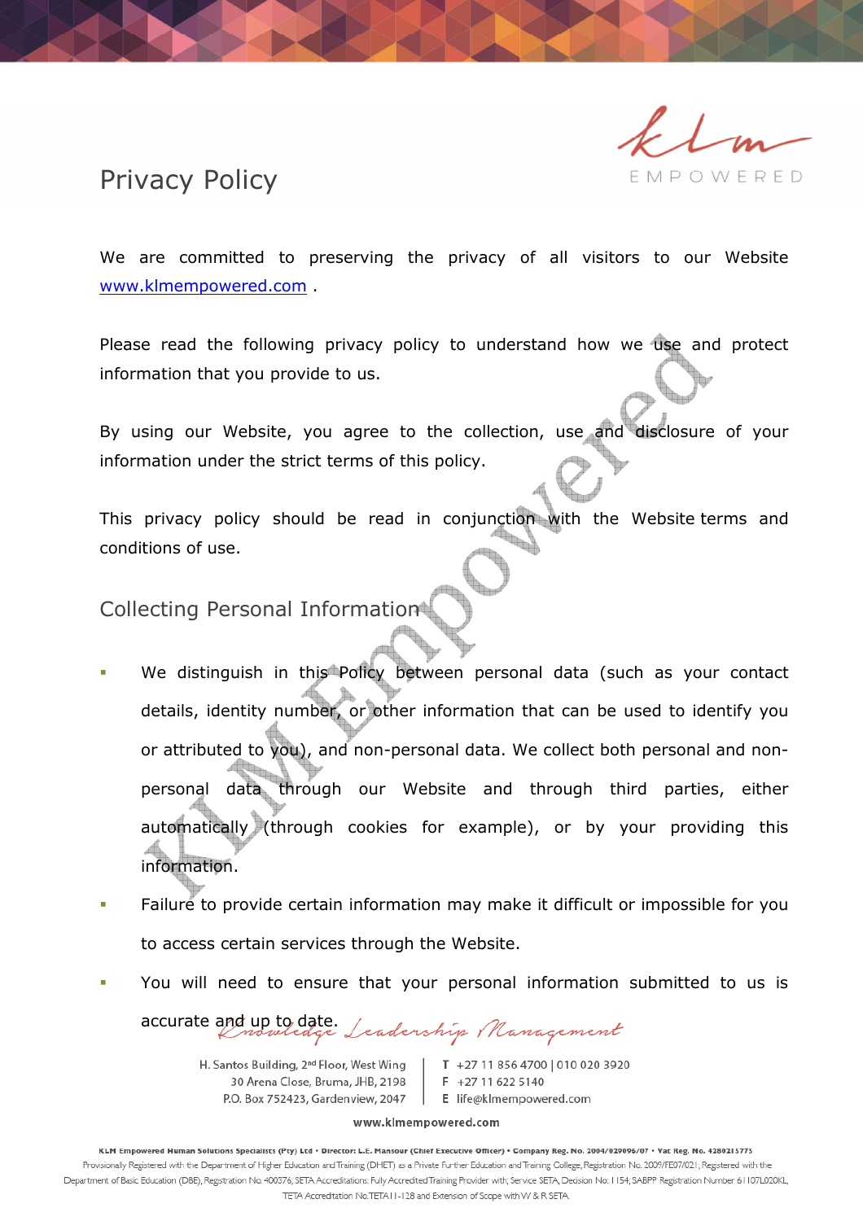# Privacy Policy

We are committed to preserving the privacy of all visitors to our Website www.klmempowered.com .

Please read the following privacy policy to understand how we use and protect information that you provide to us.

By using our Website, you agree to the collection, use and disclosure of your information under the strict terms of this policy.

This privacy policy should be read in conjunction with the Website terms and conditions of use.

## Collecting Personal Information

- We distinguish in this Policy between personal data (such as your contact details, identity number, or other information that can be used to identify you or attributed to you), and non-personal data. We collect both personal and non-personal data through our Website and through third parties, either automatically (through cookies for example), or by your providing this information.
- Failure to provide certain information may make it difficult or impossible for you to access certain services through the Website.
- You will need to ensure that your personal information submitted to us is accurate and up to date.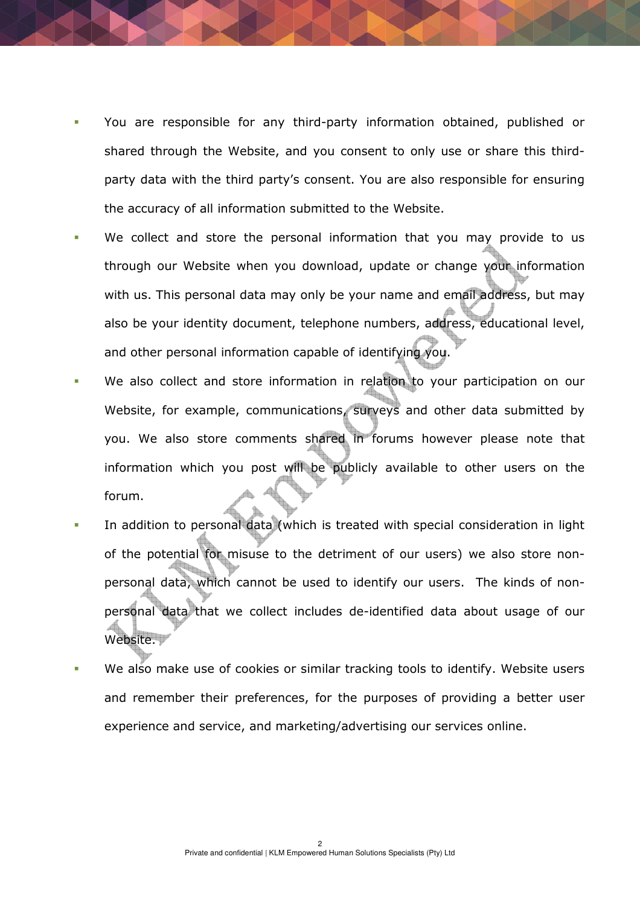- You are responsible for any third-party information obtained, published or shared through the Website, and you consent to only use or share this third-party data with the third party's consent. You are also responsible for ensuring the accuracy of all information submitted to the Website.
- We collect and store the personal information that you may provide to us through our Website when you download, update or change your information with us. This personal data may only be your name and email address, but may also be your identity document, telephone numbers, address, educational level, and other personal information capable of identifying you.
- We also collect and store information in relation to your participation on our Website, for example, communications, surveys and other data submitted by you. We also store comments shared in forums however please note that information which you post will be publicly available to other users on the forum.
- In addition to personal data (which is treated with special consideration in light of the potential for misuse to the detriment of our users) we also store non-personal data, which cannot be used to identify our users. The kinds of non-personal data that we collect includes de-identified data about usage of our Website.
- We also make use of cookies or similar tracking tools to identify. Website users and remember their preferences, for the purposes of providing a better user experience and service, and marketing/advertising our services online.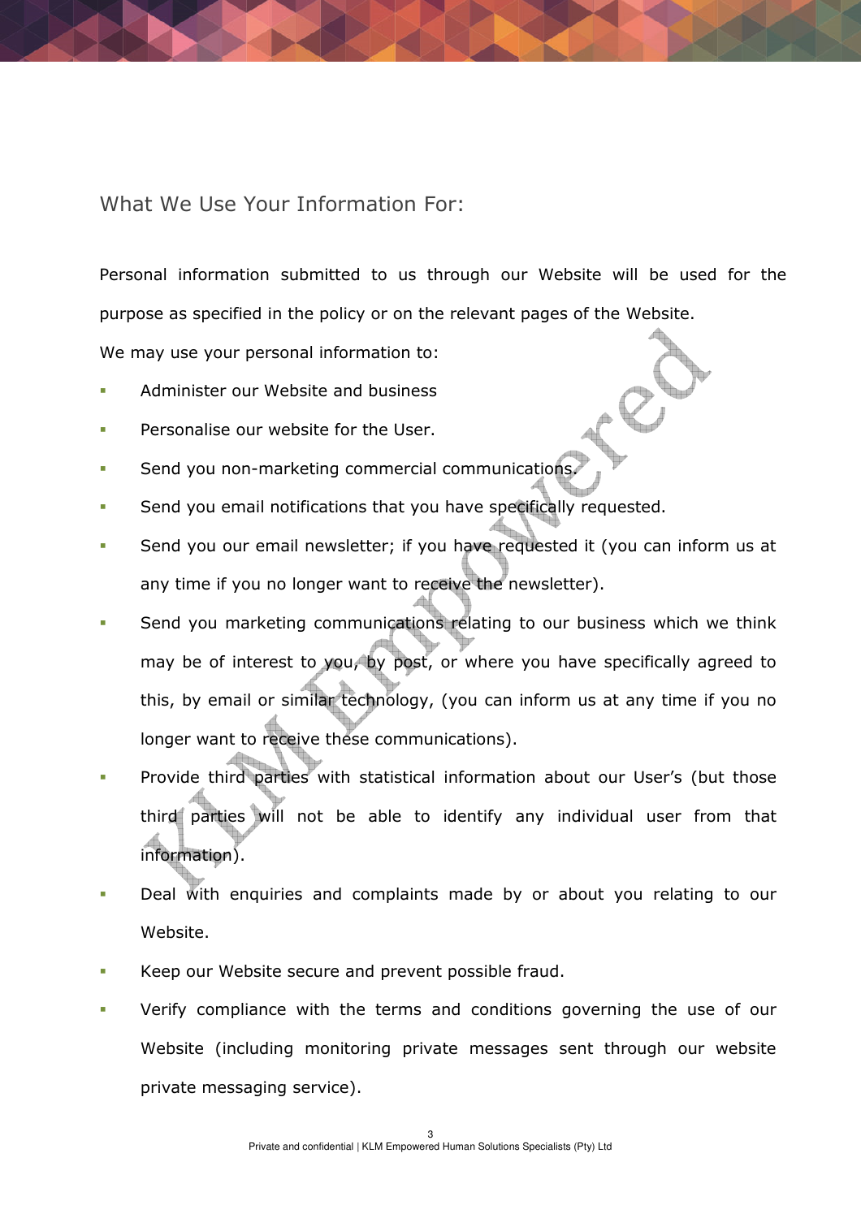## What We Use Your Information For:

Personal information submitted to us through our Website will be used for the purpose as specified in the policy or on the relevant pages of the Website.

We may use your personal information to:

- Administer our Website and business
- Personalise our website for the User.
- Send you non-marketing commercial communications.
- Send you email notifications that you have specifically requested.
- Send you our email newsletter; if you have requested it (you can inform us at any time if you no longer want to receive the newsletter).
- Send you marketing communications relating to our business which we think may be of interest to you, by post, or where you have specifically agreed to this, by email or similar technology, (you can inform us at any time if you no longer want to receive these communications).
- Provide third parties with statistical information about our User's (but those third parties will not be able to identify any individual user from that information).
- Deal with enquiries and complaints made by or about you relating to our Website.
- Keep our Website secure and prevent possible fraud.
- Verify compliance with the terms and conditions governing the use of our Website (including monitoring private messages sent through our website private messaging service).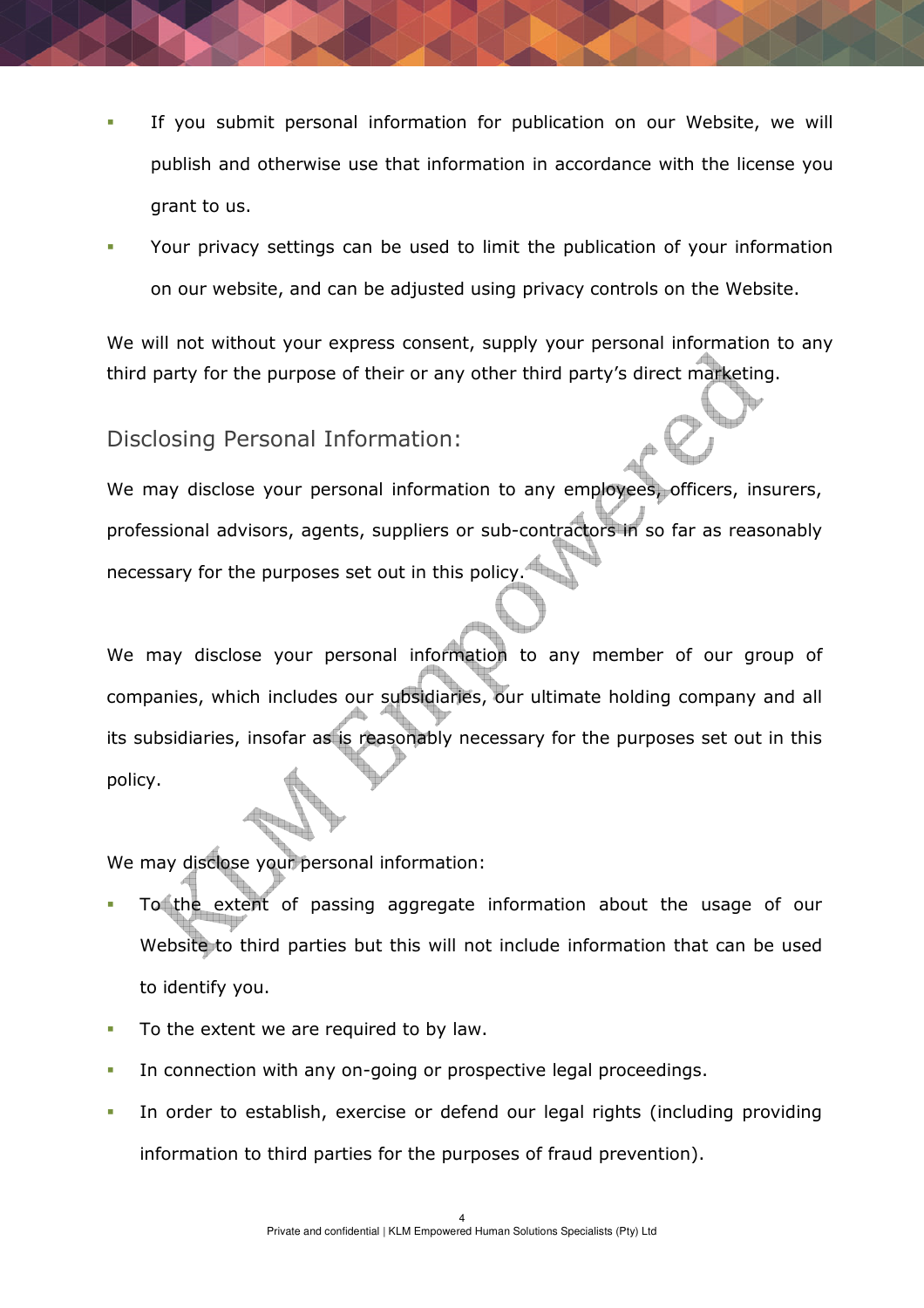- If you submit personal information for publication on our Website, we will publish and otherwise use that information in accordance with the license you grant to us.
- Your privacy settings can be used to limit the publication of your information on our website, and can be adjusted using privacy controls on the Website.

We will not without your express consent, supply your personal information to any third party for the purpose of their or any other third party's direct marketing.

## Disclosing Personal Information:

We may disclose your personal information to any employees, officers, insurers, professional advisors, agents, suppliers or sub-contractors in so far as reasonably necessary for the purposes set out in this policy.

We may disclose your personal information to any member of our group of companies, which includes our subsidiaries, our ultimate holding company and all its subsidiaries, insofar as is reasonably necessary for the purposes set out in this policy.

We may disclose your personal information:

- To the extent of passing aggregate information about the usage of our Website to third parties but this will not include information that can be used to identify you.
- To the extent we are required to by law.
- In connection with any on-going or prospective legal proceedings.
- In order to establish, exercise or defend our legal rights (including providing information to third parties for the purposes of fraud prevention).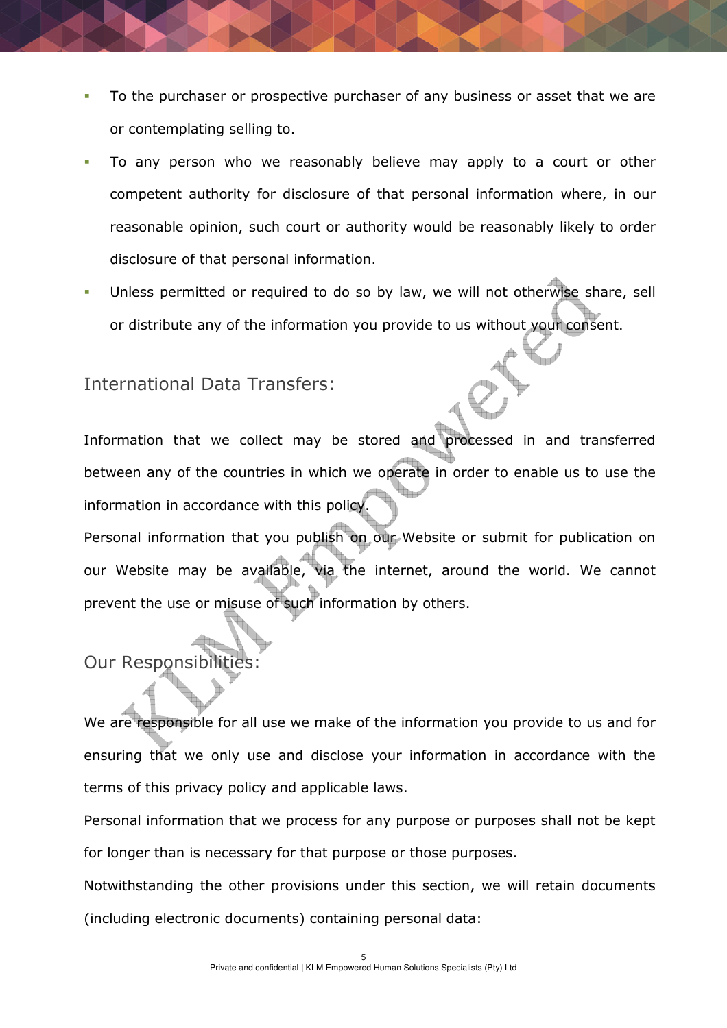- To the purchaser or prospective purchaser of any business or asset that we are or contemplating selling to.
- To any person who we reasonably believe may apply to a court or other competent authority for disclosure of that personal information where, in our reasonable opinion, such court or authority would be reasonably likely to order disclosure of that personal information.
- Unless permitted or required to do so by law, we will not otherwise share, sell or distribute any of the information you provide to us without your consent.

## International Data Transfers:

Information that we collect may be stored and processed in and transferred between any of the countries in which we operate in order to enable us to use the information in accordance with this policy.

Personal information that you publish on our Website or submit for publication on our Website may be available, via the internet, around the world. We cannot prevent the use or misuse of such information by others.

## Our Responsibilities:

We are responsible for all use we make of the information you provide to us and for ensuring that we only use and disclose your information in accordance with the terms of this privacy policy and applicable laws.

Personal information that we process for any purpose or purposes shall not be kept for longer than is necessary for that purpose or those purposes.

Notwithstanding the other provisions under this section, we will retain documents (including electronic documents) containing personal data: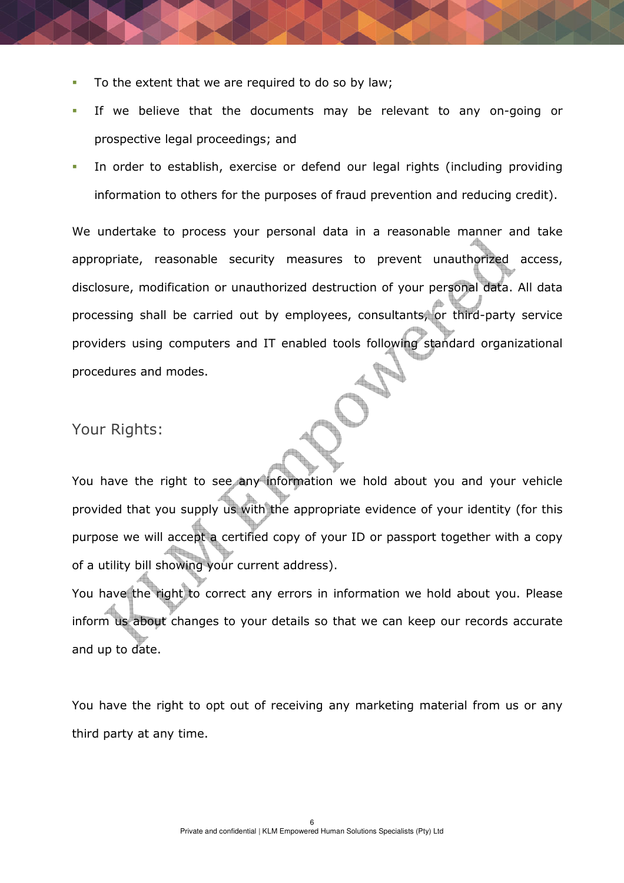- To the extent that we are required to do so by law;
- If we believe that the documents may be relevant to any on-going or prospective legal proceedings; and
- In order to establish, exercise or defend our legal rights (including providing information to others for the purposes of fraud prevention and reducing credit).

We undertake to process your personal data in a reasonable manner and take appropriate, reasonable security measures to prevent unauthorized access, disclosure, modification or unauthorized destruction of your personal data. All data processing shall be carried out by employees, consultants, or third-party service providers using computers and IT enabled tools following standard organizational procedures and modes.

## Your Rights:

You have the right to see any information we hold about you and your vehicle provided that you supply us with the appropriate evidence of your identity (for this purpose we will accept a certified copy of your ID or passport together with a copy of a utility bill showing your current address).

You have the right to correct any errors in information we hold about you. Please inform us about changes to your details so that we can keep our records accurate and up to date.

You have the right to opt out of receiving any marketing material from us or any third party at any time.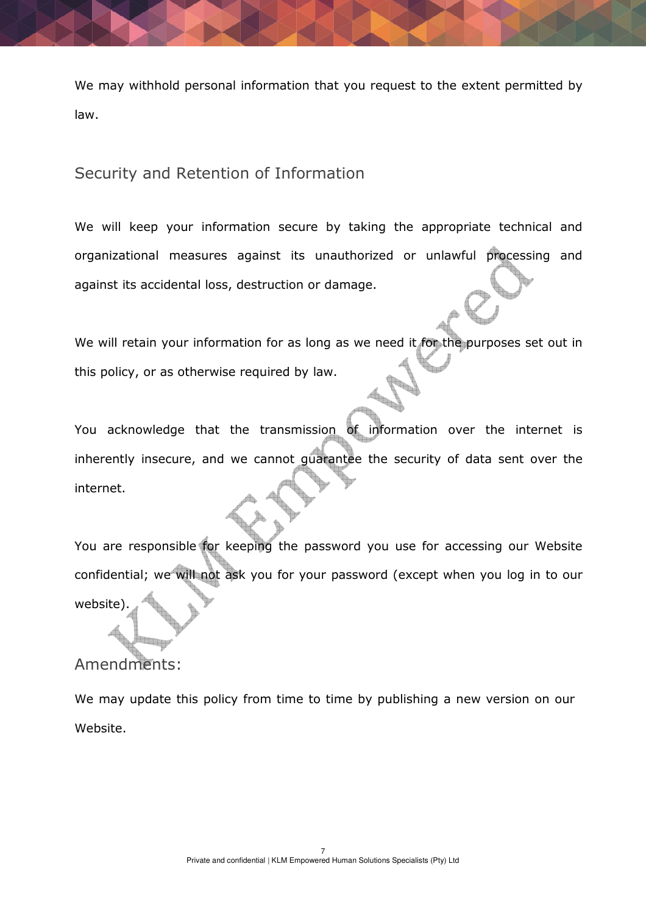We may withhold personal information that you request to the extent permitted by law.

## Security and Retention of Information

We will keep your information secure by taking the appropriate technical and organizational measures against its unauthorized or unlawful processing and against its accidental loss, destruction or damage.

We will retain your information for as long as we need it for the purposes set out in this policy, or as otherwise required by law.

You acknowledge that the transmission of information over the internet is inherently insecure, and we cannot guarantee the security of data sent over the internet.

You are responsible for keeping the password you use for accessing our Website confidential; we will not ask you for your password (except when you log in to our website).

## Amendments:

We may update this policy from time to time by publishing a new version on our Website.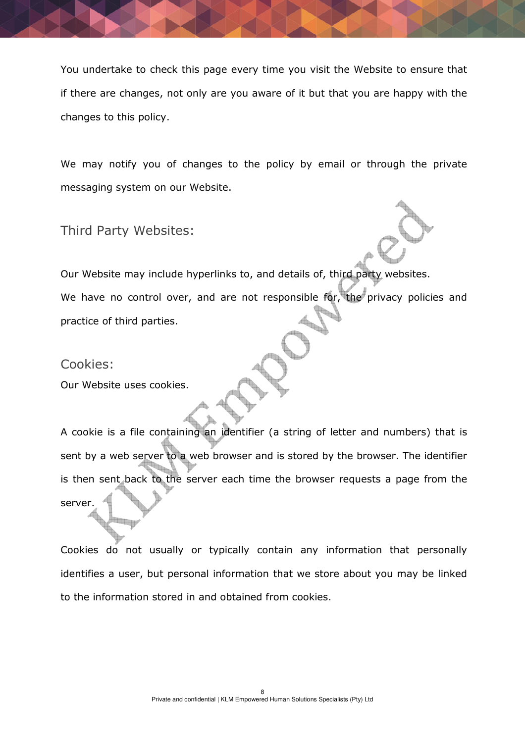You undertake to check this page every time you visit the Website to ensure that if there are changes, not only are you aware of it but that you are happy with the changes to this policy.

We may notify you of changes to the policy by email or through the private messaging system on our Website.

## Third Party Websites:

Our Website may include hyperlinks to, and details of, third party websites.
We have no control over, and are not responsible for, the privacy policies and practice of third parties.

## Cookies:

Our Website uses cookies.

A cookie is a file containing an identifier (a string of letter and numbers) that is sent by a web server to a web browser and is stored by the browser. The identifier is then sent back to the server each time the browser requests a page from the server.

Cookies do not usually or typically contain any information that personally identifies a user, but personal information that we store about you may be linked to the information stored in and obtained from cookies.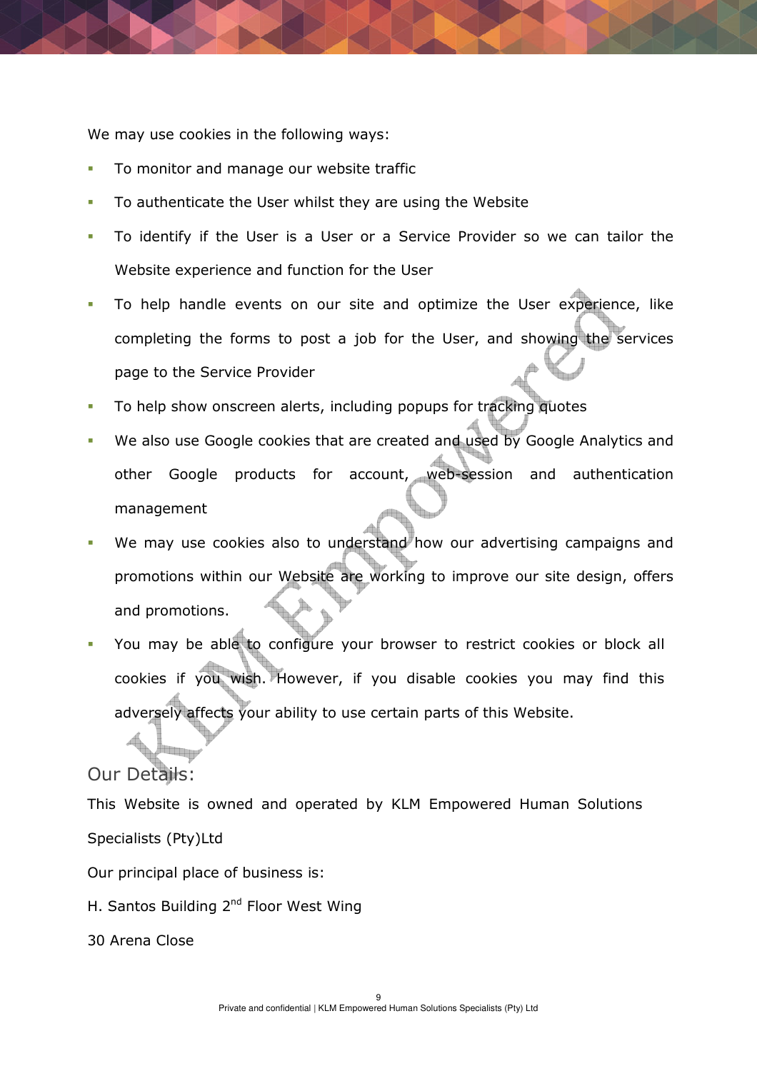We may use cookies in the following ways:

- To monitor and manage our website traffic
- To authenticate the User whilst they are using the Website
- To identify if the User is a User or a Service Provider so we can tailor the Website experience and function for the User
- To help handle events on our site and optimize the User experience, like completing the forms to post a job for the User, and showing the services page to the Service Provider
- To help show onscreen alerts, including popups for tracking quotes
- We also use Google cookies that are created and used by Google Analytics and other Google products for account, web-session and authentication management
- We may use cookies also to understand how our advertising campaigns and promotions within our Website are working to improve our site design, offers and promotions.
- You may be able to configure your browser to restrict cookies or block all cookies if you wish. However, if you disable cookies you may find this adversely affects your ability to use certain parts of this Website.

## Our Details:

This Website is owned and operated by KLM Empowered Human Solutions Specialists (Pty)Ltd

Our principal place of business is:

H. Santos Building 2nd Floor West Wing

30 Arena Close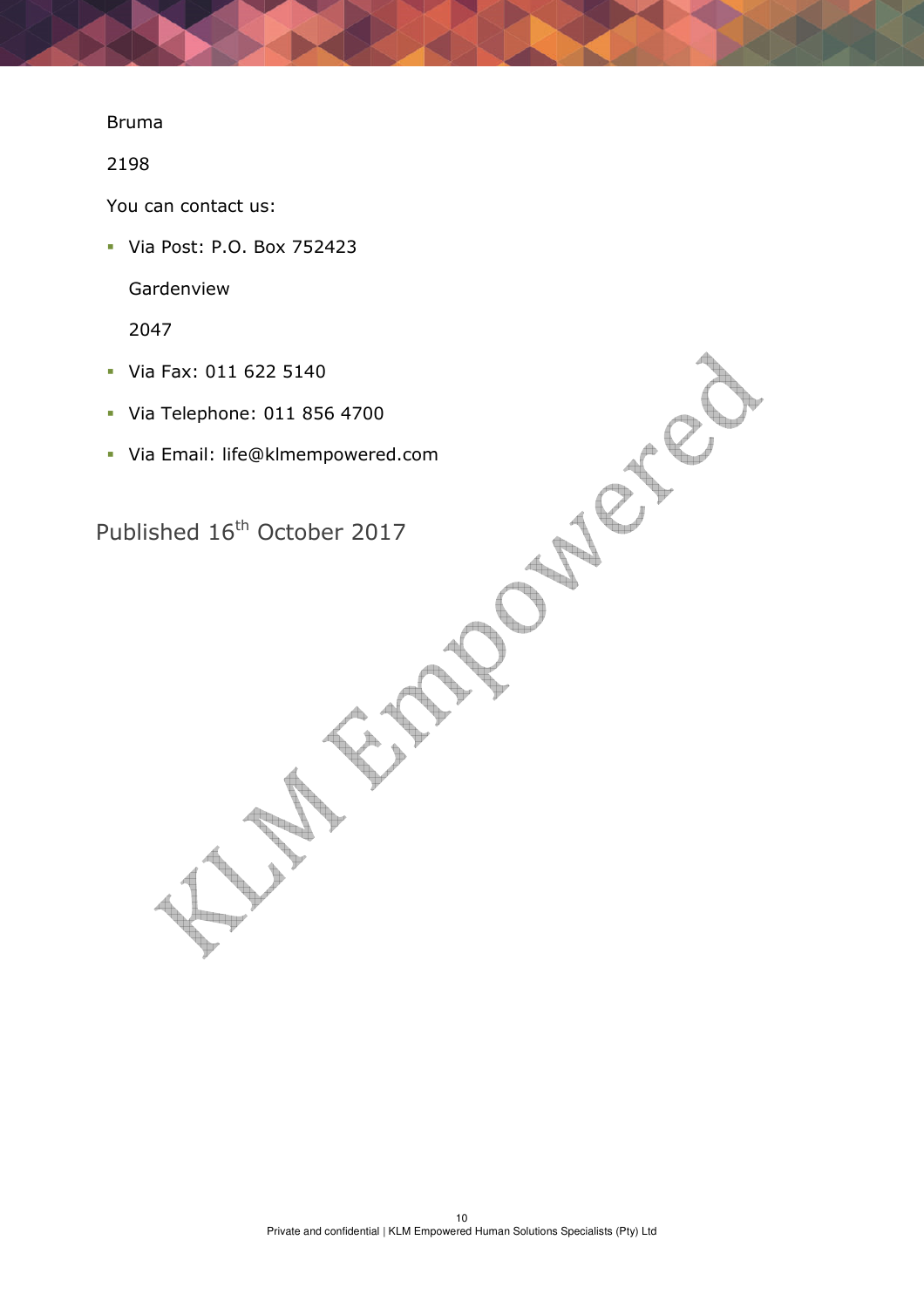Bruma

2198

You can contact us:

- Via Post: P.O. Box 752423

  Gardenview

  2047

- Via Fax: 011 622 5140
- Via Telephone: 011 856 4700
- Via Email: life@klmempowered.com

Published 16th October 2017